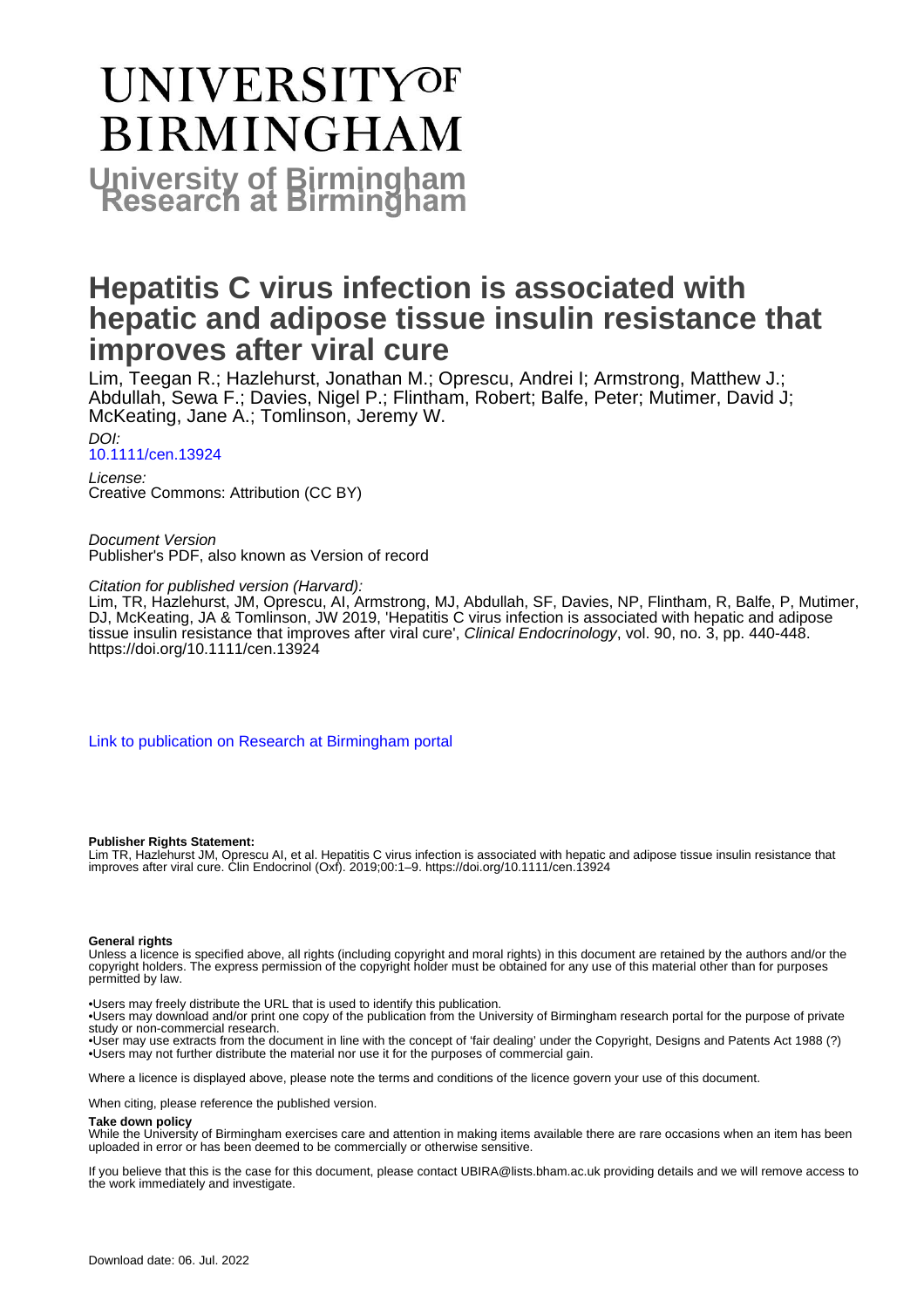# UNIVERSITY OF BIRMINGHAM

## University of Birmingham Research at Birmingham

# Hepatitis C virus infection is associated with hepatic and adipose tissue insulin resistance that improves after viral cure

Lim, Teegan R.; Hazlehurst, Jonathan M.; Oprescu, Andrei I; Armstrong, Matthew J.; Abdullah, Sewa F.; Davies, Nigel P.; Flintham, Robert; Balfe, Peter; Mutimer, David J; McKeating, Jane A.; Tomlinson, Jeremy W.

*DOI:*
10.1111/cen.13924

*License:*
Creative Commons: Attribution (CC BY)

*Document Version*
Publisher's PDF, also known as Version of record

*Citation for published version (Harvard):*
Lim, TR, Hazlehurst, JM, Oprescu, AI, Armstrong, MJ, Abdullah, SF, Davies, NP, Flintham, R, Balfe, P, Mutimer, DJ, McKeating, JA & Tomlinson, JW 2019, 'Hepatitis C virus infection is associated with hepatic and adipose tissue insulin resistance that improves after viral cure', *Clinical Endocrinology*, vol. 90, no. 3, pp. 440-448. https://doi.org/10.1111/cen.13924

Link to publication on Research at Birmingham portal

**Publisher Rights Statement:**
Lim TR, Hazlehurst JM, Oprescu AI, et al. Hepatitis C virus infection is associated with hepatic and adipose tissue insulin resistance that improves after viral cure. Clin Endocrinol (Oxf). 2019;00:1–9. https://doi.org/10.1111/cen.13924

**General rights**
Unless a licence is specified above, all rights (including copyright and moral rights) in this document are retained by the authors and/or the copyright holders. The express permission of the copyright holder must be obtained for any use of this material other than for purposes permitted by law.

•Users may freely distribute the URL that is used to identify this publication.
•Users may download and/or print one copy of the publication from the University of Birmingham research portal for the purpose of private study or non-commercial research.
•User may use extracts from the document in line with the concept of 'fair dealing' under the Copyright, Designs and Patents Act 1988 (?)
•Users may not further distribute the material nor use it for the purposes of commercial gain.

Where a licence is displayed above, please note the terms and conditions of the licence govern your use of this document.

When citing, please reference the published version.

**Take down policy**
While the University of Birmingham exercises care and attention in making items available there are rare occasions when an item has been uploaded in error or has been deemed to be commercially or otherwise sensitive.

If you believe that this is the case for this document, please contact UBIRA@lists.bham.ac.uk providing details and we will remove access to the work immediately and investigate.

Download date: 06. Jul. 2022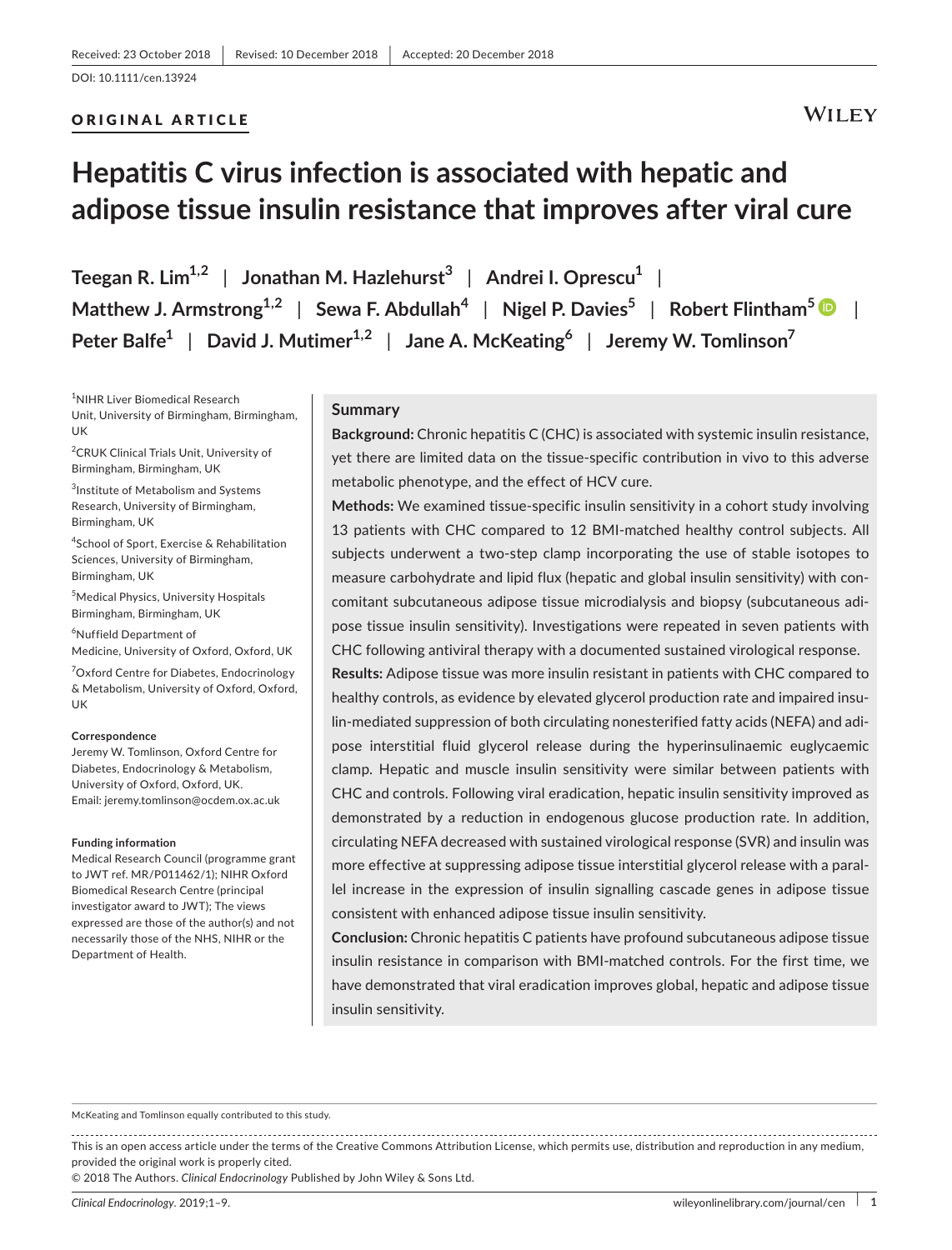Received: 23 October 2018 | Revised: 10 December 2018 | Accepted: 20 December 2018

DOI: 10.1111/cen.13924

ORIGINAL ARTICLE

# Hepatitis C virus infection is associated with hepatic and adipose tissue insulin resistance that improves after viral cure

**Teegan R. Lim[1,2] | Jonathan M. Hazlehurst[3] | Andrei I. Oprescu[1] | Matthew J. Armstrong[1,2] | Sewa F. Abdullah[4] | Nigel P. Davies[5] | Robert Flintham[5] | Peter Balfe[1] | David J. Mutimer[1,2] | Jane A. McKeating[6] | Jeremy W. Tomlinson[7]**

[1]NIHR Liver Biomedical Research Unit, University of Birmingham, Birmingham, UK

[2]CRUK Clinical Trials Unit, University of Birmingham, Birmingham, UK

[3]Institute of Metabolism and Systems Research, University of Birmingham, Birmingham, UK

[4]School of Sport, Exercise & Rehabilitation Sciences, University of Birmingham, Birmingham, UK

[5]Medical Physics, University Hospitals Birmingham, Birmingham, UK

[6]Nuffield Department of Medicine, University of Oxford, Oxford, UK

[7]Oxford Centre for Diabetes, Endocrinology & Metabolism, University of Oxford, Oxford, UK

**Correspondence**
Jeremy W. Tomlinson, Oxford Centre for Diabetes, Endocrinology & Metabolism, University of Oxford, Oxford, UK.
Email: jeremy.tomlinson@ocdem.ox.ac.uk

**Funding information**
Medical Research Council (programme grant to JWT ref. MR/P011462/1); NIHR Oxford Biomedical Research Centre (principal investigator award to JWT); The views expressed are those of the author(s) and not necessarily those of the NHS, NIHR or the Department of Health.

## Summary

**Background:** Chronic hepatitis C (CHC) is associated with systemic insulin resistance, yet there are limited data on the tissue-specific contribution in vivo to this adverse metabolic phenotype, and the effect of HCV cure.

**Methods:** We examined tissue-specific insulin sensitivity in a cohort study involving 13 patients with CHC compared to 12 BMI-matched healthy control subjects. All subjects underwent a two-step clamp incorporating the use of stable isotopes to measure carbohydrate and lipid flux (hepatic and global insulin sensitivity) with concomitant subcutaneous adipose tissue microdialysis and biopsy (subcutaneous adipose tissue insulin sensitivity). Investigations were repeated in seven patients with CHC following antiviral therapy with a documented sustained virological response.

**Results:** Adipose tissue was more insulin resistant in patients with CHC compared to healthy controls, as evidence by elevated glycerol production rate and impaired insulin-mediated suppression of both circulating nonesterified fatty acids (NEFA) and adipose interstitial fluid glycerol release during the hyperinsulinaemic euglycaemic clamp. Hepatic and muscle insulin sensitivity were similar between patients with CHC and controls. Following viral eradication, hepatic insulin sensitivity improved as demonstrated by a reduction in endogenous glucose production rate. In addition, circulating NEFA decreased with sustained virological response (SVR) and insulin was more effective at suppressing adipose tissue interstitial glycerol release with a parallel increase in the expression of insulin signalling cascade genes in adipose tissue consistent with enhanced adipose tissue insulin sensitivity.

**Conclusion:** Chronic hepatitis C patients have profound subcutaneous adipose tissue insulin resistance in comparison with BMI-matched controls. For the first time, we have demonstrated that viral eradication improves global, hepatic and adipose tissue insulin sensitivity.

McKeating and Tomlinson equally contributed to this study.

This is an open access article under the terms of the Creative Commons Attribution License, which permits use, distribution and reproduction in any medium, provided the original work is properly cited.
© 2018 The Authors. *Clinical Endocrinology* Published by John Wiley & Sons Ltd.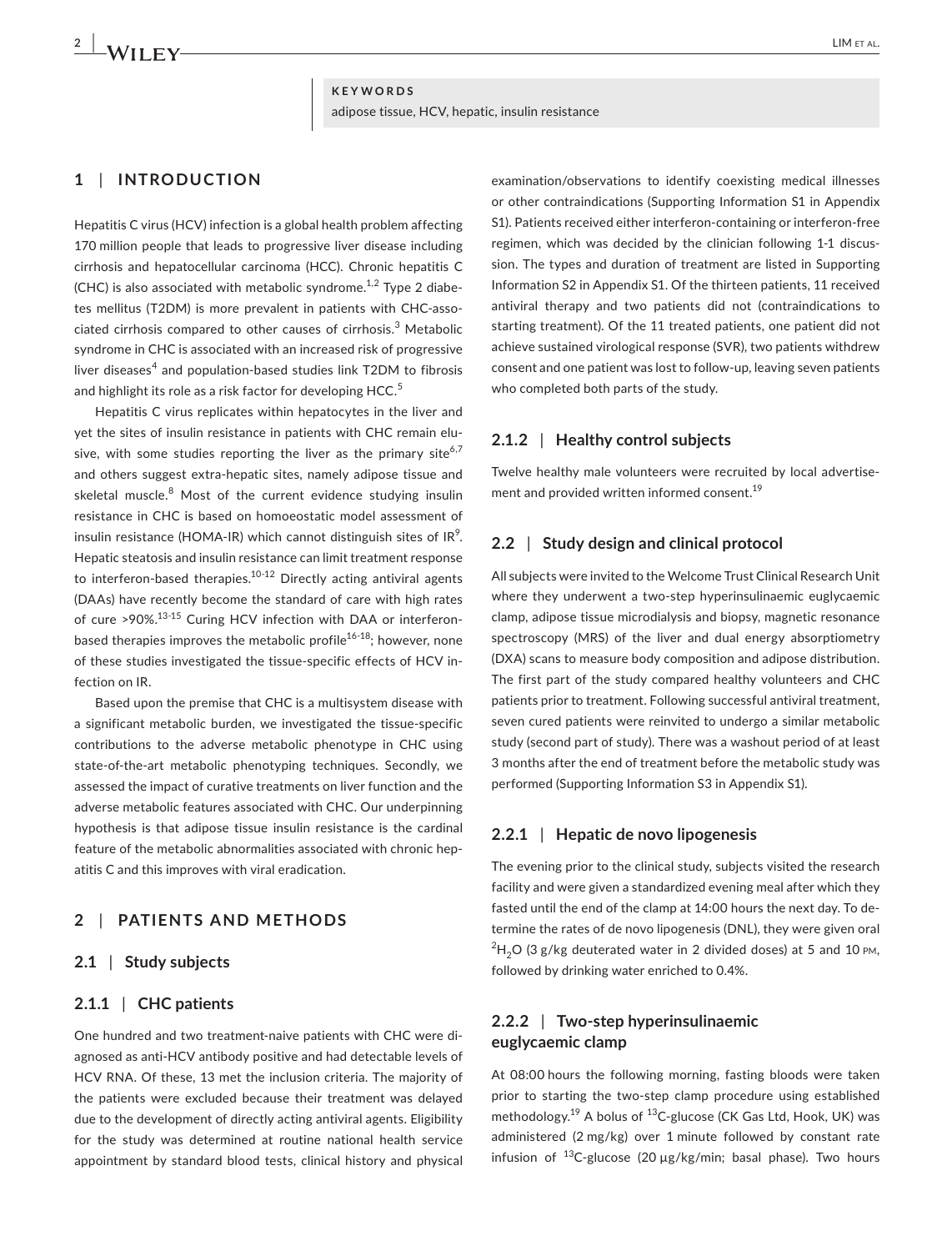**KEYWORDS**

adipose tissue, HCV, hepatic, insulin resistance

## 1 | INTRODUCTION

Hepatitis C virus (HCV) infection is a global health problem affecting 170 million people that leads to progressive liver disease including cirrhosis and hepatocellular carcinoma (HCC). Chronic hepatitis C (CHC) is also associated with metabolic syndrome.[1,2] Type 2 diabetes mellitus (T2DM) is more prevalent in patients with CHC-associated cirrhosis compared to other causes of cirrhosis.[3] Metabolic syndrome in CHC is associated with an increased risk of progressive liver diseases[4] and population-based studies link T2DM to fibrosis and highlight its role as a risk factor for developing HCC.[5]

Hepatitis C virus replicates within hepatocytes in the liver and yet the sites of insulin resistance in patients with CHC remain elusive, with some studies reporting the liver as the primary site[6,7] and others suggest extra-hepatic sites, namely adipose tissue and skeletal muscle.[8] Most of the current evidence studying insulin resistance in CHC is based on homoeostatic model assessment of insulin resistance (HOMA-IR) which cannot distinguish sites of IR[9]. Hepatic steatosis and insulin resistance can limit treatment response to interferon-based therapies.[10-12] Directly acting antiviral agents (DAAs) have recently become the standard of care with high rates of cure >90%.[13-15] Curing HCV infection with DAA or interferon-based therapies improves the metabolic profile[16-18]; however, none of these studies investigated the tissue-specific effects of HCV infection on IR.

Based upon the premise that CHC is a multisystem disease with a significant metabolic burden, we investigated the tissue-specific contributions to the adverse metabolic phenotype in CHC using state-of-the-art metabolic phenotyping techniques. Secondly, we assessed the impact of curative treatments on liver function and the adverse metabolic features associated with CHC. Our underpinning hypothesis is that adipose tissue insulin resistance is the cardinal feature of the metabolic abnormalities associated with chronic hepatitis C and this improves with viral eradication.

## 2 | PATIENTS AND METHODS

### 2.1 | Study subjects

#### 2.1.1 | CHC patients

One hundred and two treatment-naive patients with CHC were diagnosed as anti-HCV antibody positive and had detectable levels of HCV RNA. Of these, 13 met the inclusion criteria. The majority of the patients were excluded because their treatment was delayed due to the development of directly acting antiviral agents. Eligibility for the study was determined at routine national health service appointment by standard blood tests, clinical history and physical examination/observations to identify coexisting medical illnesses or other contraindications (Supporting Information S1 in Appendix S1). Patients received either interferon-containing or interferon-free regimen, which was decided by the clinician following 1-1 discussion. The types and duration of treatment are listed in Supporting Information S2 in Appendix S1. Of the thirteen patients, 11 received antiviral therapy and two patients did not (contraindications to starting treatment). Of the 11 treated patients, one patient did not achieve sustained virological response (SVR), two patients withdrew consent and one patient was lost to follow-up, leaving seven patients who completed both parts of the study.

#### 2.1.2 | Healthy control subjects

Twelve healthy male volunteers were recruited by local advertisement and provided written informed consent.[19]

### 2.2 | Study design and clinical protocol

All subjects were invited to the Welcome Trust Clinical Research Unit where they underwent a two-step hyperinsulinaemic euglycaemic clamp, adipose tissue microdialysis and biopsy, magnetic resonance spectroscopy (MRS) of the liver and dual energy absorptiometry (DXA) scans to measure body composition and adipose distribution. The first part of the study compared healthy volunteers and CHC patients prior to treatment. Following successful antiviral treatment, seven cured patients were reinvited to undergo a similar metabolic study (second part of study). There was a washout period of at least 3 months after the end of treatment before the metabolic study was performed (Supporting Information S3 in Appendix S1).

#### 2.2.1 | Hepatic de novo lipogenesis

The evening prior to the clinical study, subjects visited the research facility and were given a standardized evening meal after which they fasted until the end of the clamp at 14:00 hours the next day. To determine the rates of de novo lipogenesis (DNL), they were given oral $^{2}H_2O$ (3 g/kg deuterated water in 2 divided doses) at 5 and 10 PM, followed by drinking water enriched to 0.4%.

#### 2.2.2 | Two-step hyperinsulinaemic euglycaemic clamp

At 08:00 hours the following morning, fasting bloods were taken prior to starting the two-step clamp procedure using established methodology.[19] A bolus of $^{13}$C-glucose (CK Gas Ltd, Hook, UK) was administered (2 mg/kg) over 1 minute followed by constant rate infusion of $^{13}$C-glucose (20 µg/kg/min; basal phase). Two hours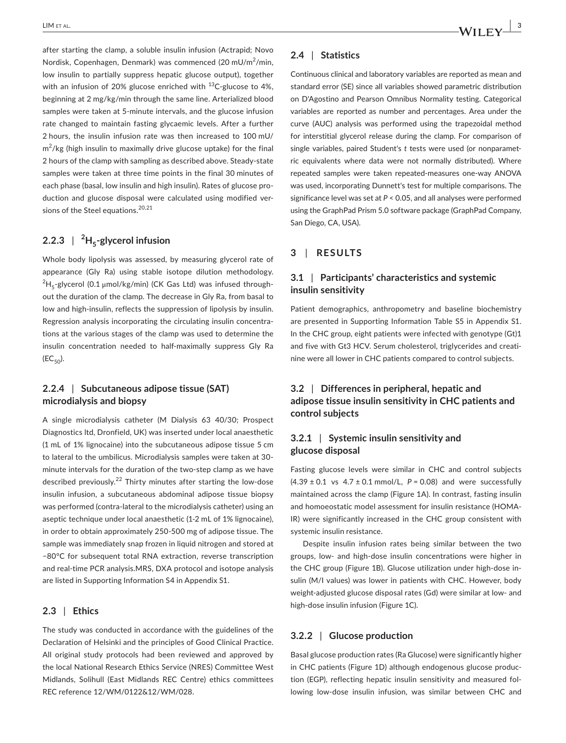after starting the clamp, a soluble insulin infusion (Actrapid; Novo Nordisk, Copenhagen, Denmark) was commenced (20 mU/$m^2$/min, low insulin to partially suppress hepatic glucose output), together with an infusion of 20% glucose enriched with $^{13}$C-glucose to 4%, beginning at 2 mg/kg/min through the same line. Arterialized blood samples were taken at 5-minute intervals, and the glucose infusion rate changed to maintain fasting glycaemic levels. After a further 2 hours, the insulin infusion rate was then increased to 100 mU/$m^2$/kg (high insulin to maximally drive glucose uptake) for the final 2 hours of the clamp with sampling as described above. Steady-state samples were taken at three time points in the final 30 minutes of each phase (basal, low insulin and high insulin). Rates of glucose production and glucose disposal were calculated using modified versions of the Steel equations.[20,21]

#### 2.2.3 | $^2H_5$-glycerol infusion

Whole body lipolysis was assessed, by measuring glycerol rate of appearance (Gly Ra) using stable isotope dilution methodology. $^2H_5$-glycerol (0.1 μmol/kg/min) (CK Gas Ltd) was infused throughout the duration of the clamp. The decrease in Gly Ra, from basal to low and high-insulin, reflects the suppression of lipolysis by insulin. Regression analysis incorporating the circulating insulin concentrations at the various stages of the clamp was used to determine the insulin concentration needed to half-maximally suppress Gly Ra ($EC_{50}$).

#### 2.2.4 | Subcutaneous adipose tissue (SAT) microdialysis and biopsy

A single microdialysis catheter (M Dialysis 63 40/30; Prospect Diagnostics ltd, Dronfield, UK) was inserted under local anaesthetic (1 mL of 1% lignocaine) into the subcutaneous adipose tissue 5 cm to lateral to the umbilicus. Microdialysis samples were taken at 30-minute intervals for the duration of the two-step clamp as we have described previously.[22] Thirty minutes after starting the low-dose insulin infusion, a subcutaneous abdominal adipose tissue biopsy was performed (contra-lateral to the microdialysis catheter) using an aseptic technique under local anaesthetic (1-2 mL of 1% lignocaine), in order to obtain approximately 250-500 mg of adipose tissue. The sample was immediately snap frozen in liquid nitrogen and stored at −80°C for subsequent total RNA extraction, reverse transcription and real-time PCR analysis.MRS, DXA protocol and isotope analysis are listed in Supporting Information S4 in Appendix S1.

### 2.3 | Ethics

The study was conducted in accordance with the guidelines of the Declaration of Helsinki and the principles of Good Clinical Practice. All original study protocols had been reviewed and approved by the local National Research Ethics Service (NRES) Committee West Midlands, Solihull (East Midlands REC Centre) ethics committees REC reference 12/WM/0122&12/WM/028.

### 2.4 | Statistics

Continuous clinical and laboratory variables are reported as mean and standard error (SE) since all variables showed parametric distribution on D'Agostino and Pearson Omnibus Normality testing. Categorical variables are reported as number and percentages. Area under the curve (AUC) analysis was performed using the trapezoidal method for interstitial glycerol release during the clamp. For comparison of single variables, paired Student's *t* tests were used (or nonparametric equivalents where data were not normally distributed). Where repeated samples were taken repeated-measures one-way ANOVA was used, incorporating Dunnett's test for multiple comparisons. The significance level was set at $P < 0.05$, and all analyses were performed using the GraphPad Prism 5.0 software package (GraphPad Company, San Diego, CA, USA).

## 3 | RESULTS

### 3.1 | Participants' characteristics and systemic insulin sensitivity

Patient demographics, anthropometry and baseline biochemistry are presented in Supporting Information Table S5 in Appendix S1. In the CHC group, eight patients were infected with genotype (Gt)1 and five with Gt3 HCV. Serum cholesterol, triglycerides and creatinine were all lower in CHC patients compared to control subjects.

### 3.2 | Differences in peripheral, hepatic and adipose tissue insulin sensitivity in CHC patients and control subjects

#### 3.2.1 | Systemic insulin sensitivity and glucose disposal

Fasting glucose levels were similar in CHC and control subjects (4.39 ± 0.1 vs 4.7 ± 0.1 mmol/L, $P = 0.08$) and were successfully maintained across the clamp (Figure 1A). In contrast, fasting insulin and homoeostatic model assessment for insulin resistance (HOMA-IR) were significantly increased in the CHC group consistent with systemic insulin resistance.

Despite insulin infusion rates being similar between the two groups, low- and high-dose insulin concentrations were higher in the CHC group (Figure 1B). Glucose utilization under high-dose insulin (M/I values) was lower in patients with CHC. However, body weight-adjusted glucose disposal rates (Gd) were similar at low- and high-dose insulin infusion (Figure 1C).

#### 3.2.2 | Glucose production

Basal glucose production rates (Ra Glucose) were significantly higher in CHC patients (Figure 1D) although endogenous glucose production (EGP), reflecting hepatic insulin sensitivity and measured following low-dose insulin infusion, was similar between CHC and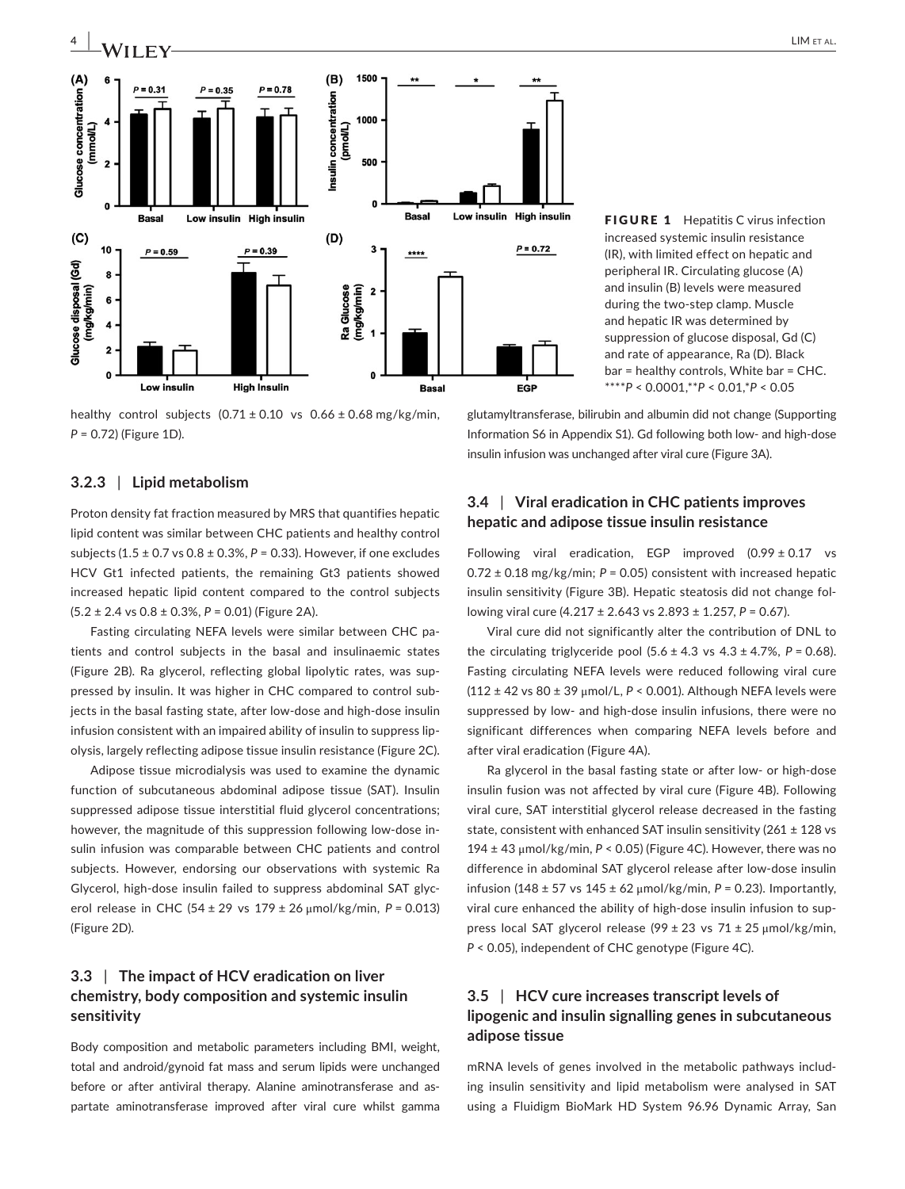FIGURE 1 Hepatitis C virus infection increased systemic insulin resistance (IR), with limited effect on hepatic and peripheral IR. Circulating glucose (A) and insulin (B) levels were measured during the two-step clamp. Muscle and hepatic IR was determined by suppression of glucose disposal, Gd (C) and rate of appearance, Ra (D). Black bar = healthy controls, White bar = CHC. ****$P < 0.0001$,**$P < 0.01$,*$P < 0.05$

healthy control subjects (0.71 ± 0.10 vs 0.66 ± 0.68 mg/kg/min, $P = 0.72$) (Figure 1D).

### 3.2.3 | Lipid metabolism

Proton density fat fraction measured by MRS that quantifies hepatic lipid content was similar between CHC patients and healthy control subjects (1.5 ± 0.7 vs 0.8 ± 0.3%, $P = 0.33$). However, if one excludes HCV Gt1 infected patients, the remaining Gt3 patients showed increased hepatic lipid content compared to the control subjects (5.2 ± 2.4 vs 0.8 ± 0.3%, $P = 0.01$) (Figure 2A).

Fasting circulating NEFA levels were similar between CHC patients and control subjects in the basal and insulinaemic states (Figure 2B). Ra glycerol, reflecting global lipolytic rates, was suppressed by insulin. It was higher in CHC compared to control subjects in the basal fasting state, after low-dose and high-dose insulin infusion consistent with an impaired ability of insulin to suppress lipolysis, largely reflecting adipose tissue insulin resistance (Figure 2C).

Adipose tissue microdialysis was used to examine the dynamic function of subcutaneous abdominal adipose tissue (SAT). Insulin suppressed adipose tissue interstitial fluid glycerol concentrations; however, the magnitude of this suppression following low-dose insulin infusion was comparable between CHC patients and control subjects. However, endorsing our observations with systemic Ra Glycerol, high-dose insulin failed to suppress abdominal SAT glycerol release in CHC (54 ± 29 vs 179 ± 26 μmol/kg/min, $P = 0.013$) (Figure 2D).

## 3.3 | The impact of HCV eradication on liver chemistry, body composition and systemic insulin sensitivity

Body composition and metabolic parameters including BMI, weight, total and android/gynoid fat mass and serum lipids were unchanged before or after antiviral therapy. Alanine aminotransferase and aspartate aminotransferase improved after viral cure whilst gamma glutamyltransferase, bilirubin and albumin did not change (Supporting Information S6 in Appendix S1). Gd following both low- and high-dose insulin infusion was unchanged after viral cure (Figure 3A).

## 3.4 | Viral eradication in CHC patients improves hepatic and adipose tissue insulin resistance

Following viral eradication, EGP improved (0.99 ± 0.17 vs 0.72 ± 0.18 mg/kg/min; $P = 0.05$) consistent with increased hepatic insulin sensitivity (Figure 3B). Hepatic steatosis did not change following viral cure (4.217 ± 2.643 vs 2.893 ± 1.257, $P = 0.67$).

Viral cure did not significantly alter the contribution of DNL to the circulating triglyceride pool (5.6 ± 4.3 vs 4.3 ± 4.7%, $P = 0.68$). Fasting circulating NEFA levels were reduced following viral cure (112 ± 42 vs 80 ± 39 μmol/L, $P < 0.001$). Although NEFA levels were suppressed by low- and high-dose insulin infusions, there were no significant differences when comparing NEFA levels before and after viral eradication (Figure 4A).

Ra glycerol in the basal fasting state or after low- or high-dose insulin fusion was not affected by viral cure (Figure 4B). Following viral cure, SAT interstitial glycerol release decreased in the fasting state, consistent with enhanced SAT insulin sensitivity (261 ± 128 vs 194 ± 43 μmol/kg/min, $P < 0.05$) (Figure 4C). However, there was no difference in abdominal SAT glycerol release after low-dose insulin infusion (148 ± 57 vs 145 ± 62 μmol/kg/min, $P = 0.23$). Importantly, viral cure enhanced the ability of high-dose insulin infusion to suppress local SAT glycerol release (99 ± 23 vs 71 ± 25 μmol/kg/min, $P < 0.05$), independent of CHC genotype (Figure 4C).

## 3.5 | HCV cure increases transcript levels of lipogenic and insulin signalling genes in subcutaneous adipose tissue

mRNA levels of genes involved in the metabolic pathways including insulin sensitivity and lipid metabolism were analysed in SAT using a Fluidigm BioMark HD System 96.96 Dynamic Array, San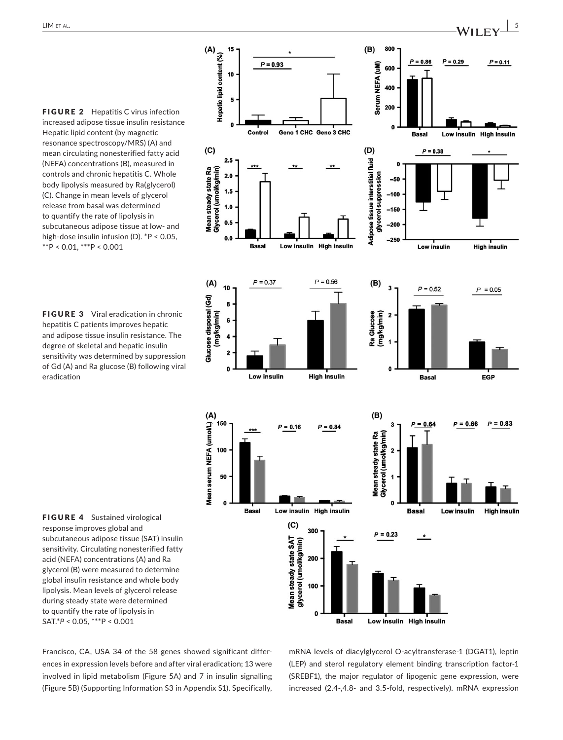**FIGURE 2** Hepatitis C virus infection increased adipose tissue insulin resistance Hepatic lipid content (by magnetic resonance spectroscopy/MRS) (A) and mean circulating nonesterified fatty acid (NEFA) concentrations (B), measured in controls and chronic hepatitis C. Whole body lipolysis measured by Ra(glycerol) (C). Change in mean levels of glycerol release from basal was determined to quantify the rate of lipolysis in subcutaneous adipose tissue at low- and high-dose insulin infusion (D). \*P < 0.05, \*\*P < 0.01, \*\*\*P < 0.001

**FIGURE 3** Viral eradication in chronic hepatitis C patients improves hepatic and adipose tissue insulin resistance. The degree of skeletal and hepatic insulin sensitivity was determined by suppression of Gd (A) and Ra glucose (B) following viral eradication

**FIGURE 4** Sustained virological response improves global and subcutaneous adipose tissue (SAT) insulin sensitivity. Circulating nonesterified fatty acid (NEFA) concentrations (A) and Ra glycerol (B) were measured to determine global insulin resistance and whole body lipolysis. Mean levels of glycerol release during steady state were determined to quantify the rate of lipolysis in SAT.\**P* < 0.05, \*\*\**P* < 0.001

Francisco, CA, USA 34 of the 58 genes showed significant differences in expression levels before and after viral eradication; 13 were involved in lipid metabolism (Figure 5A) and 7 in insulin signalling (Figure 5B) (Supporting Information S3 in Appendix S1). Specifically, mRNA levels of diacylglycerol O-acyltransferase-1 (DGAT1), leptin (LEP) and sterol regulatory element binding transcription factor-1 (SREBF1), the major regulator of lipogenic gene expression, were increased (2.4-,4.8- and 3.5-fold, respectively). mRNA expression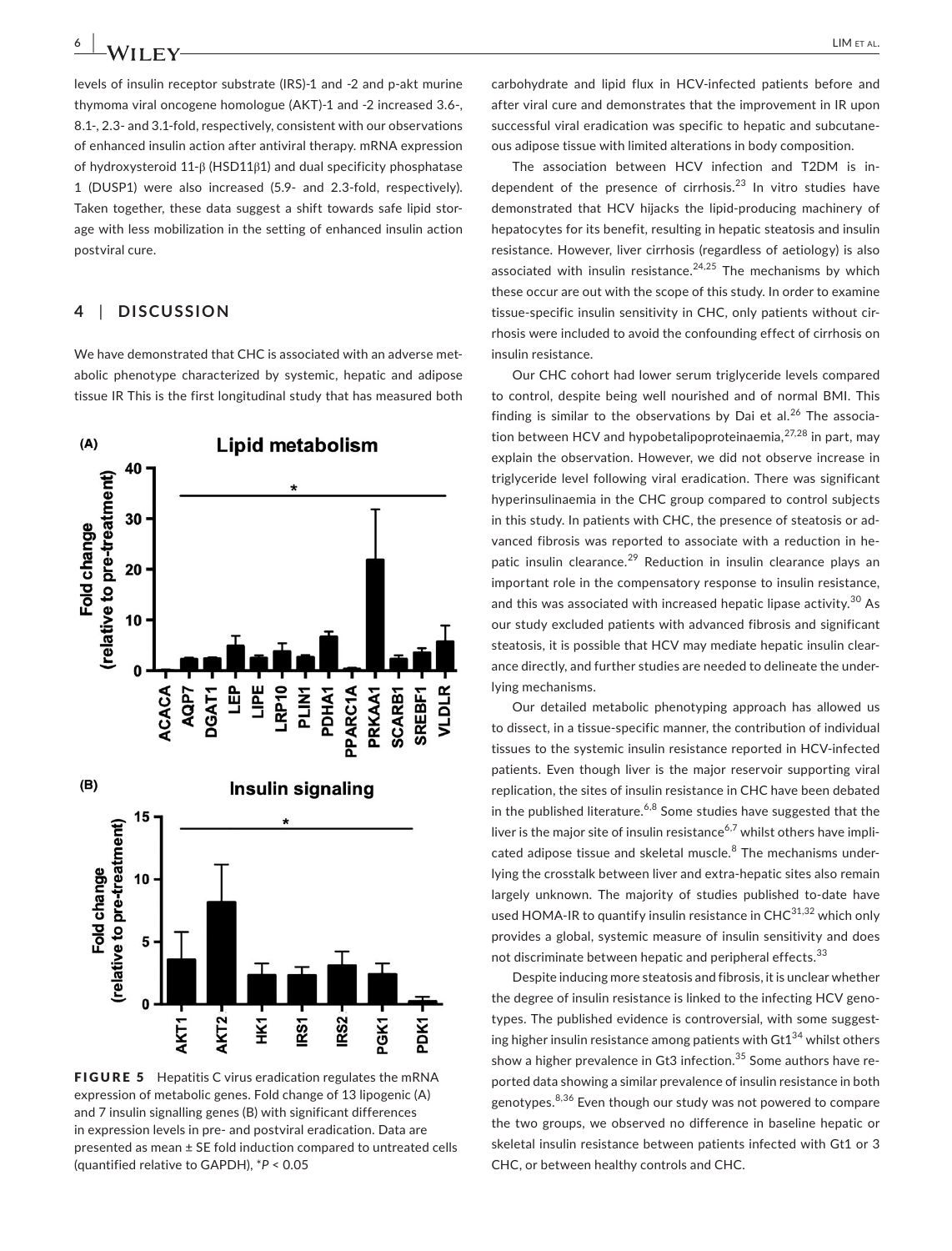levels of insulin receptor substrate (IRS)-1 and -2 and p-akt murine thymoma viral oncogene homologue (AKT)-1 and -2 increased 3.6-, 8.1-, 2.3- and 3.1-fold, respectively, consistent with our observations of enhanced insulin action after antiviral therapy. mRNA expression of hydroxysteroid 11-β (HSD11β1) and dual specificity phosphatase 1 (DUSP1) were also increased (5.9- and 2.3-fold, respectively). Taken together, these data suggest a shift towards safe lipid storage with less mobilization in the setting of enhanced insulin action postviral cure.

## 4 | DISCUSSION

We have demonstrated that CHC is associated with an adverse metabolic phenotype characterized by systemic, hepatic and adipose tissue IR This is the first longitudinal study that has measured both carbohydrate and lipid flux in HCV-infected patients before and after viral cure and demonstrates that the improvement in IR upon successful viral eradication was specific to hepatic and subcutaneous adipose tissue with limited alterations in body composition.

**FIGURE 5** Hepatitis C virus eradication regulates the mRNA expression of metabolic genes. Fold change of 13 lipogenic (A) and 7 insulin signalling genes (B) with significant differences in expression levels in pre- and postviral eradication. Data are presented as mean ± SE fold induction compared to untreated cells (quantified relative to GAPDH), \*$P < 0.05$

The association between HCV infection and T2DM is independent of the presence of cirrhosis.[23] In vitro studies have demonstrated that HCV hijacks the lipid-producing machinery of hepatocytes for its benefit, resulting in hepatic steatosis and insulin resistance. However, liver cirrhosis (regardless of aetiology) is also associated with insulin resistance.[24,25] The mechanisms by which these occur are out with the scope of this study. In order to examine tissue-specific insulin sensitivity in CHC, only patients without cirrhosis were included to avoid the confounding effect of cirrhosis on insulin resistance.

Our CHC cohort had lower serum triglyceride levels compared to control, despite being well nourished and of normal BMI. This finding is similar to the observations by Dai et al.[26] The association between HCV and hypobetalipoproteinaemia,[27,28] in part, may explain the observation. However, we did not observe increase in triglyceride level following viral eradication. There was significant hyperinsulinaemia in the CHC group compared to control subjects in this study. In patients with CHC, the presence of steatosis or advanced fibrosis was reported to associate with a reduction in hepatic insulin clearance.[29] Reduction in insulin clearance plays an important role in the compensatory response to insulin resistance, and this was associated with increased hepatic lipase activity.[30] As our study excluded patients with advanced fibrosis and significant steatosis, it is possible that HCV may mediate hepatic insulin clearance directly, and further studies are needed to delineate the underlying mechanisms.

Our detailed metabolic phenotyping approach has allowed us to dissect, in a tissue-specific manner, the contribution of individual tissues to the systemic insulin resistance reported in HCV-infected patients. Even though liver is the major reservoir supporting viral replication, the sites of insulin resistance in CHC have been debated in the published literature.[6,8] Some studies have suggested that the liver is the major site of insulin resistance[6,7] whilst others have implicated adipose tissue and skeletal muscle.[8] The mechanisms underlying the crosstalk between liver and extra-hepatic sites also remain largely unknown. The majority of studies published to-date have used HOMA-IR to quantify insulin resistance in CHC[31,32] which only provides a global, systemic measure of insulin sensitivity and does not discriminate between hepatic and peripheral effects.[33]

Despite inducing more steatosis and fibrosis, it is unclear whether the degree of insulin resistance is linked to the infecting HCV genotypes. The published evidence is controversial, with some suggesting higher insulin resistance among patients with Gt1[34] whilst others show a higher prevalence in Gt3 infection.[35] Some authors have reported data showing a similar prevalence of insulin resistance in both genotypes.[8,36] Even though our study was not powered to compare the two groups, we observed no difference in baseline hepatic or skeletal insulin resistance between patients infected with Gt1 or 3 CHC, or between healthy controls and CHC.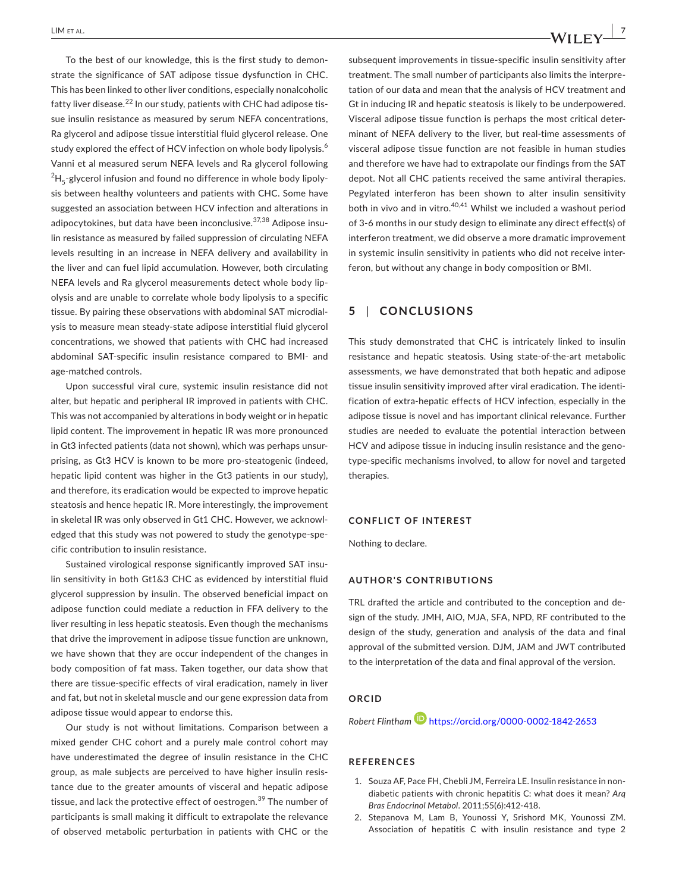To the best of our knowledge, this is the first study to demonstrate the significance of SAT adipose tissue dysfunction in CHC. This has been linked to other liver conditions, especially nonalcoholic fatty liver disease.[22] In our study, patients with CHC had adipose tissue insulin resistance as measured by serum NEFA concentrations, Ra glycerol and adipose tissue interstitial fluid glycerol release. One study explored the effect of HCV infection on whole body lipolysis.[6] Vanni et al measured serum NEFA levels and Ra glycerol following $^{2}H_{5}$-glycerol infusion and found no difference in whole body lipolysis between healthy volunteers and patients with CHC. Some have suggested an association between HCV infection and alterations in adipocytokines, but data have been inconclusive.[37,38] Adipose insulin resistance as measured by failed suppression of circulating NEFA levels resulting in an increase in NEFA delivery and availability in the liver and can fuel lipid accumulation. However, both circulating NEFA levels and Ra glycerol measurements detect whole body lipolysis and are unable to correlate whole body lipolysis to a specific tissue. By pairing these observations with abdominal SAT microdialysis to measure mean steady-state adipose interstitial fluid glycerol concentrations, we showed that patients with CHC had increased abdominal SAT-specific insulin resistance compared to BMI- and age-matched controls.

Upon successful viral cure, systemic insulin resistance did not alter, but hepatic and peripheral IR improved in patients with CHC. This was not accompanied by alterations in body weight or in hepatic lipid content. The improvement in hepatic IR was more pronounced in Gt3 infected patients (data not shown), which was perhaps unsurprising, as Gt3 HCV is known to be more pro-steatogenic (indeed, hepatic lipid content was higher in the Gt3 patients in our study), and therefore, its eradication would be expected to improve hepatic steatosis and hence hepatic IR. More interestingly, the improvement in skeletal IR was only observed in Gt1 CHC. However, we acknowledged that this study was not powered to study the genotype-specific contribution to insulin resistance.

Sustained virological response significantly improved SAT insulin sensitivity in both Gt1&3 CHC as evidenced by interstitial fluid glycerol suppression by insulin. The observed beneficial impact on adipose function could mediate a reduction in FFA delivery to the liver resulting in less hepatic steatosis. Even though the mechanisms that drive the improvement in adipose tissue function are unknown, we have shown that they are occur independent of the changes in body composition of fat mass. Taken together, our data show that there are tissue-specific effects of viral eradication, namely in liver and fat, but not in skeletal muscle and our gene expression data from adipose tissue would appear to endorse this.

Our study is not without limitations. Comparison between a mixed gender CHC cohort and a purely male control cohort may have underestimated the degree of insulin resistance in the CHC group, as male subjects are perceived to have higher insulin resistance due to the greater amounts of visceral and hepatic adipose tissue, and lack the protective effect of oestrogen.[39] The number of participants is small making it difficult to extrapolate the relevance of observed metabolic perturbation in patients with CHC or the subsequent improvements in tissue-specific insulin sensitivity after treatment. The small number of participants also limits the interpretation of our data and mean that the analysis of HCV treatment and Gt in inducing IR and hepatic steatosis is likely to be underpowered. Visceral adipose tissue function is perhaps the most critical determinant of NEFA delivery to the liver, but real-time assessments of visceral adipose tissue function are not feasible in human studies and therefore we have had to extrapolate our findings from the SAT depot. Not all CHC patients received the same antiviral therapies. Pegylated interferon has been shown to alter insulin sensitivity both in vivo and in vitro.[40,41] Whilst we included a washout period of 3-6 months in our study design to eliminate any direct effect(s) of interferon treatment, we did observe a more dramatic improvement in systemic insulin sensitivity in patients who did not receive interferon, but without any change in body composition or BMI.

## 5 | CONCLUSIONS

This study demonstrated that CHC is intricately linked to insulin resistance and hepatic steatosis. Using state-of-the-art metabolic assessments, we have demonstrated that both hepatic and adipose tissue insulin sensitivity improved after viral eradication. The identification of extra-hepatic effects of HCV infection, especially in the adipose tissue is novel and has important clinical relevance. Further studies are needed to evaluate the potential interaction between HCV and adipose tissue in inducing insulin resistance and the genotype-specific mechanisms involved, to allow for novel and targeted therapies.

### CONFLICT OF INTEREST

Nothing to declare.

### AUTHOR'S CONTRIBUTIONS

TRL drafted the article and contributed to the conception and design of the study. JMH, AIO, MJA, SFA, NPD, RF contributed to the design of the study, generation and analysis of the data and final approval of the submitted version. DJM, JAM and JWT contributed to the interpretation of the data and final approval of the version.

### ORCID

*Robert Flintham* https://orcid.org/0000-0002-1842-2653

### REFERENCES

1. Souza AF, Pace FH, Chebli JM, Ferreira LE. Insulin resistance in non-diabetic patients with chronic hepatitis C: what does it mean? *Arq Bras Endocrinol Metabol*. 2011;55(6):412-418.
2. Stepanova M, Lam B, Younossi Y, Srishord MK, Younossi ZM. Association of hepatitis C with insulin resistance and type 2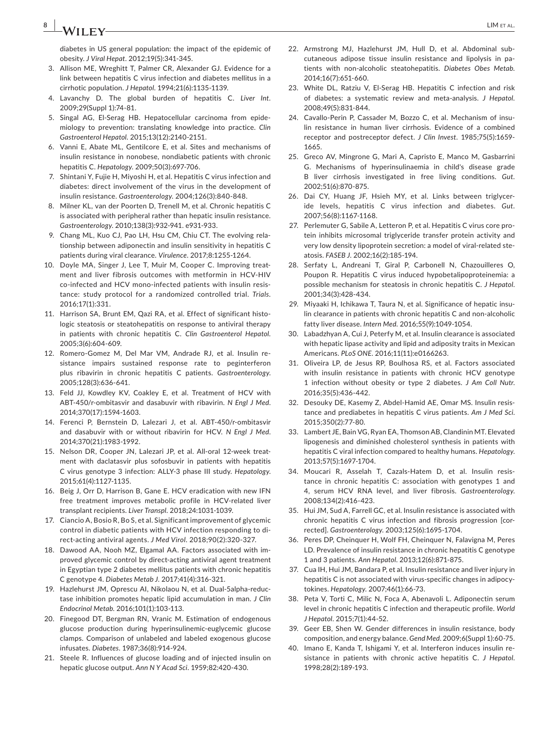diabetes in US general population: the impact of the epidemic of obesity. *J Viral Hepat*. 2012;19(5):341-345.

3. Allison ME, Wreghitt T, Palmer CR, Alexander GJ. Evidence for a link between hepatitis C virus infection and diabetes mellitus in a cirrhotic population. *J Hepatol*. 1994;21(6):1135-1139.
4. Lavanchy D. The global burden of hepatitis C. *Liver Int*. 2009;29(Suppl 1):74-81.
5. Singal AG, El-Serag HB. Hepatocellular carcinoma from epidemiology to prevention: translating knowledge into practice. *Clin Gastroenterol Hepatol*. 2015;13(12):2140-2151.
6. Vanni E, Abate ML, Gentilcore E, et al. Sites and mechanisms of insulin resistance in nonobese, nondiabetic patients with chronic hepatitis C. *Hepatology*. 2009;50(3):697-706.
7. Shintani Y, Fujie H, Miyoshi H, et al. Hepatitis C virus infection and diabetes: direct involvement of the virus in the development of insulin resistance. *Gastroenterology*. 2004;126(3):840-848.
8. Milner KL, van der Poorten D, Trenell M, et al. Chronic hepatitis C is associated with peripheral rather than hepatic insulin resistance. *Gastroenterology*. 2010;138(3):932-941. e931-933.
9. Chang ML, Kuo CJ, Pao LH, Hsu CM, Chiu CT. The evolving relationship between adiponectin and insulin sensitivity in hepatitis C patients during viral clearance. *Virulence*. 2017;8:1255-1264.
10. Doyle MA, Singer J, Lee T, Muir M, Cooper C. Improving treatment and liver fibrosis outcomes with metformin in HCV-HIV co-infected and HCV mono-infected patients with insulin resistance: study protocol for a randomized controlled trial. *Trials*. 2016;17(1):331.
11. Harrison SA, Brunt EM, Qazi RA, et al. Effect of significant histologic steatosis or steatohepatitis on response to antiviral therapy in patients with chronic hepatitis C. *Clin Gastroenterol Hepatol*. 2005;3(6):604-609.
12. Romero-Gomez M, Del Mar VM, Andrade RJ, et al. Insulin resistance impairs sustained response rate to peginterferon plus ribavirin in chronic hepatitis C patients. *Gastroenterology*. 2005;128(3):636-641.
13. Feld JJ, Kowdley KV, Coakley E, et al. Treatment of HCV with ABT-450/r-ombitasvir and dasabuvir with ribavirin. *N Engl J Med*. 2014;370(17):1594-1603.
14. Ferenci P, Bernstein D, Lalezari J, et al. ABT-450/r-ombitasvir and dasabuvir with or without ribavirin for HCV. *N Engl J Med*. 2014;370(21):1983-1992.
15. Nelson DR, Cooper JN, Lalezari JP, et al. All-oral 12-week treatment with daclatasvir plus sofosbuvir in patients with hepatitis C virus genotype 3 infection: ALLY-3 phase III study. *Hepatology*. 2015;61(4):1127-1135.
16. Beig J, Orr D, Harrison B, Gane E. HCV eradication with new IFN free treatment improves metabolic profile in HCV-related liver transplant recipients. *Liver Transpl*. 2018;24:1031-1039.
17. Ciancio A, Bosio R, Bo S, et al. Significant improvement of glycemic control in diabetic patients with HCV infection responding to direct-acting antiviral agents. *J Med Virol*. 2018;90(2):320-327.
18. Dawood AA, Nooh MZ, Elgamal AA. Factors associated with improved glycemic control by direct-acting antiviral agent treatment in Egyptian type 2 diabetes mellitus patients with chronic hepatitis C genotype 4. *Diabetes Metab J*. 2017;41(4):316-321.
19. Hazlehurst JM, Oprescu AI, Nikolaou N, et al. Dual-5alpha-reductase inhibition promotes hepatic lipid accumulation in man. *J Clin Endocrinol Metab*. 2016;101(1):103-113.
20. Finegood DT, Bergman RN, Vranic M. Estimation of endogenous glucose production during hyperinsulinemic-euglycemic glucose clamps. Comparison of unlabeled and labeled exogenous glucose infusates. *Diabetes*. 1987;36(8):914-924.
21. Steele R. Influences of glucose loading and of injected insulin on hepatic glucose output. *Ann N Y Acad Sci*. 1959;82:420-430.
22. Armstrong MJ, Hazlehurst JM, Hull D, et al. Abdominal subcutaneous adipose tissue insulin resistance and lipolysis in patients with non-alcoholic steatohepatitis. *Diabetes Obes Metab*. 2014;16(7):651-660.
23. White DL, Ratziu V, El-Serag HB. Hepatitis C infection and risk of diabetes: a systematic review and meta-analysis. *J Hepatol*. 2008;49(5):831-844.
24. Cavallo-Perin P, Cassader M, Bozzo C, et al. Mechanism of insulin resistance in human liver cirrhosis. Evidence of a combined receptor and postreceptor defect. *J Clin Invest*. 1985;75(5):1659-1665.
25. Greco AV, Mingrone G, Mari A, Capristo E, Manco M, Gasbarrini G. Mechanisms of hyperinsulinaemia in child's disease grade B liver cirrhosis investigated in free living conditions. *Gut*. 2002;51(6):870-875.
26. Dai CY, Huang JF, Hsieh MY, et al. Links between triglyceride levels, hepatitis C virus infection and diabetes. *Gut*. 2007;56(8):1167-1168.
27. Perlemuter G, Sabile A, Letteron P, et al. Hepatitis C virus core protein inhibits microsomal triglyceride transfer protein activity and very low density lipoprotein secretion: a model of viral-related steatosis. *FASEB J*. 2002;16(2):185-194.
28. Serfaty L, Andreani T, Giral P, Carbonell N, Chazouilleres O, Poupon R. Hepatitis C virus induced hypobetalipoproteinemia: a possible mechanism for steatosis in chronic hepatitis C. *J Hepatol*. 2001;34(3):428-434.
29. Miyaaki H, Ichikawa T, Taura N, et al. Significance of hepatic insulin clearance in patients with chronic hepatitis C and non-alcoholic fatty liver disease. *Intern Med*. 2016;55(9):1049-1054.
30. Labadzhyan A, Cui J, Peterfy M, et al. Insulin clearance is associated with hepatic lipase activity and lipid and adiposity traits in Mexican Americans. *PLoS ONE*. 2016;11(11):e0166263.
31. Oliveira LP, de Jesus RP, Boulhosa RS, et al. Factors associated with insulin resistance in patients with chronic HCV genotype 1 infection without obesity or type 2 diabetes. *J Am Coll Nutr*. 2016;35(5):436-442.
32. Desouky DE, Kasemy Z, Abdel-Hamid AE, Omar MS. Insulin resistance and prediabetes in hepatitis C virus patients. *Am J Med Sci*. 2015;350(2):77-80.
33. Lambert JE, Bain VG, Ryan EA, Thomson AB, Clandinin MT. Elevated lipogenesis and diminished cholesterol synthesis in patients with hepatitis C viral infection compared to healthy humans. *Hepatology*. 2013;57(5):1697-1704.
34. Moucari R, Asselah T, Cazals-Hatem D, et al. Insulin resistance in chronic hepatitis C: association with genotypes 1 and 4, serum HCV RNA level, and liver fibrosis. *Gastroenterology*. 2008;134(2):416-423.
35. Hui JM, Sud A, Farrell GC, et al. Insulin resistance is associated with chronic hepatitis C virus infection and fibrosis progression [corrected]. *Gastroenterology*. 2003;125(6):1695-1704.
36. Peres DP, Cheinquer H, Wolf FH, Cheinquer N, Falavigna M, Peres LD. Prevalence of insulin resistance in chronic hepatitis C genotype 1 and 3 patients. *Ann Hepatol*. 2013;12(6):871-875.
37. Cua IH, Hui JM, Bandara P, et al. Insulin resistance and liver injury in hepatitis C is not associated with virus-specific changes in adipocytokines. *Hepatology*. 2007;46(1):66-73.
38. Peta V, Torti C, Milic N, Foca A, Abenavoli L. Adiponectin serum level in chronic hepatitis C infection and therapeutic profile. *World J Hepatol*. 2015;7(1):44-52.
39. Geer EB, Shen W. Gender differences in insulin resistance, body composition, and energy balance. *Gend Med*. 2009;6(Suppl 1):60-75.
40. Imano E, Kanda T, Ishigami Y, et al. Interferon induces insulin resistance in patients with chronic active hepatitis C. *J Hepatol*. 1998;28(2):189-193.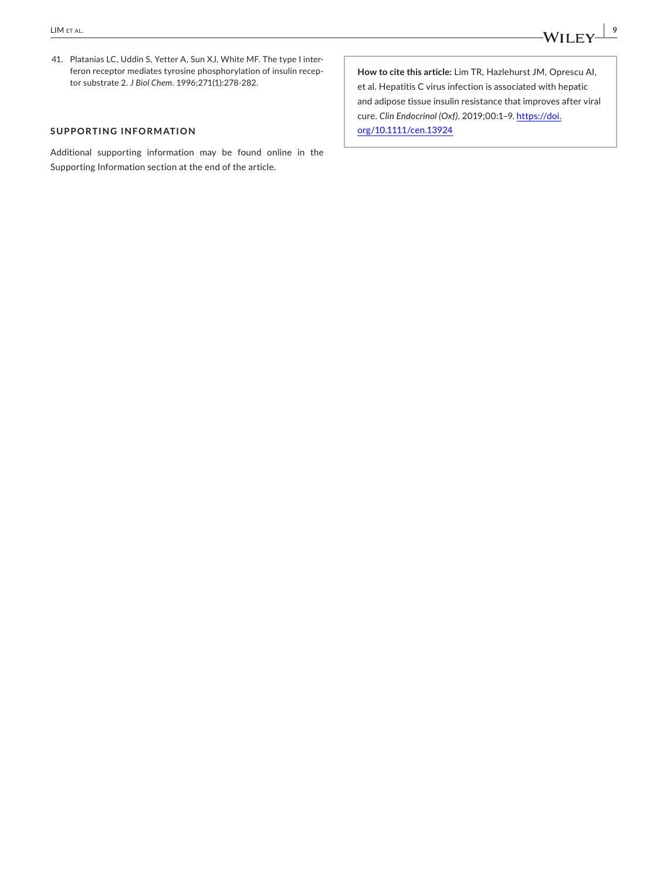41. Platanias LC, Uddin S, Yetter A, Sun XJ, White MF. The type I interferon receptor mediates tyrosine phosphorylation of insulin receptor substrate 2. *J Biol Chem*. 1996;271(1):278-282.

## SUPPORTING INFORMATION

Additional supporting information may be found online in the Supporting Information section at the end of the article.

**How to cite this article:** Lim TR, Hazlehurst JM, Oprescu AI, et al. Hepatitis C virus infection is associated with hepatic and adipose tissue insulin resistance that improves after viral cure. *Clin Endocrinol (Oxf)*. 2019;00:1–9. https://doi.org/10.1111/cen.13924